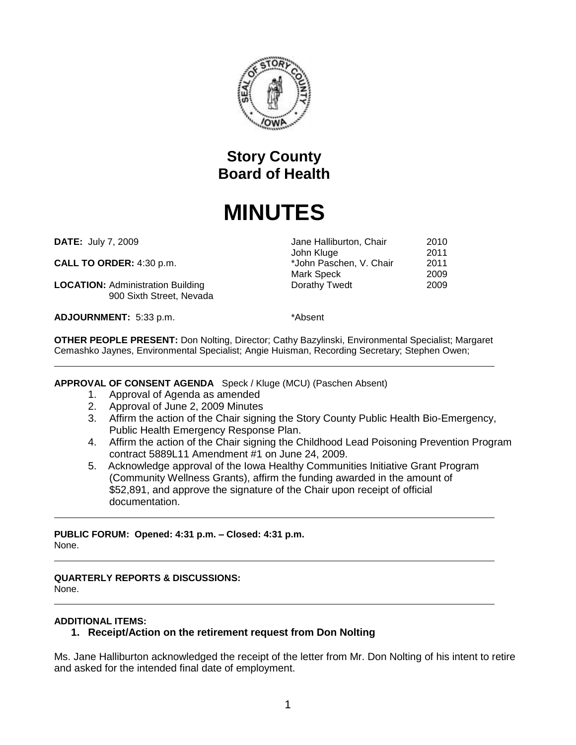# Story County
# Board of Health

# MINUTES

**DATE:** July 7, 2009

**CALL TO ORDER:** 4:30 p.m.

**LOCATION:** Administration Building
900 Sixth Street, Nevada

**ADJOURNMENT:** 5:33 p.m.

| | |
|---|---|
| Jane Halliburton, Chair | 2010 |
| John Kluge | 2011 |
| *John Paschen, V. Chair | 2011 |
| Mark Speck | 2009 |
| Dorathy Twedt | 2009 |

*Absent

**OTHER PEOPLE PRESENT:** Don Nolting, Director; Cathy Bazylinski, Environmental Specialist; Margaret Cemashko Jaynes, Environmental Specialist; Angie Huisman, Recording Secretary; Stephen Owen;

---

**APPROVAL OF CONSENT AGENDA** Speck / Kluge (MCU) (Paschen Absent)

1. Approval of Agenda as amended
2. Approval of June 2, 2009 Minutes
3. Affirm the action of the Chair signing the Story County Public Health Bio-Emergency, Public Health Emergency Response Plan.
4. Affirm the action of the Chair signing the Childhood Lead Poisoning Prevention Program contract 5889L11 Amendment #1 on June 24, 2009.
5. Acknowledge approval of the Iowa Healthy Communities Initiative Grant Program (Community Wellness Grants), affirm the funding awarded in the amount of $52,891, and approve the signature of the Chair upon receipt of official documentation.

---

**PUBLIC FORUM: Opened: 4:31 p.m. – Closed: 4:31 p.m.**
None.

---

**QUARTERLY REPORTS & DISCUSSIONS:**
None.

---

**ADDITIONAL ITEMS:**

1. **Receipt/Action on the retirement request from Don Nolting**

Ms. Jane Halliburton acknowledged the receipt of the letter from Mr. Don Nolting of his intent to retire and asked for the intended final date of employment.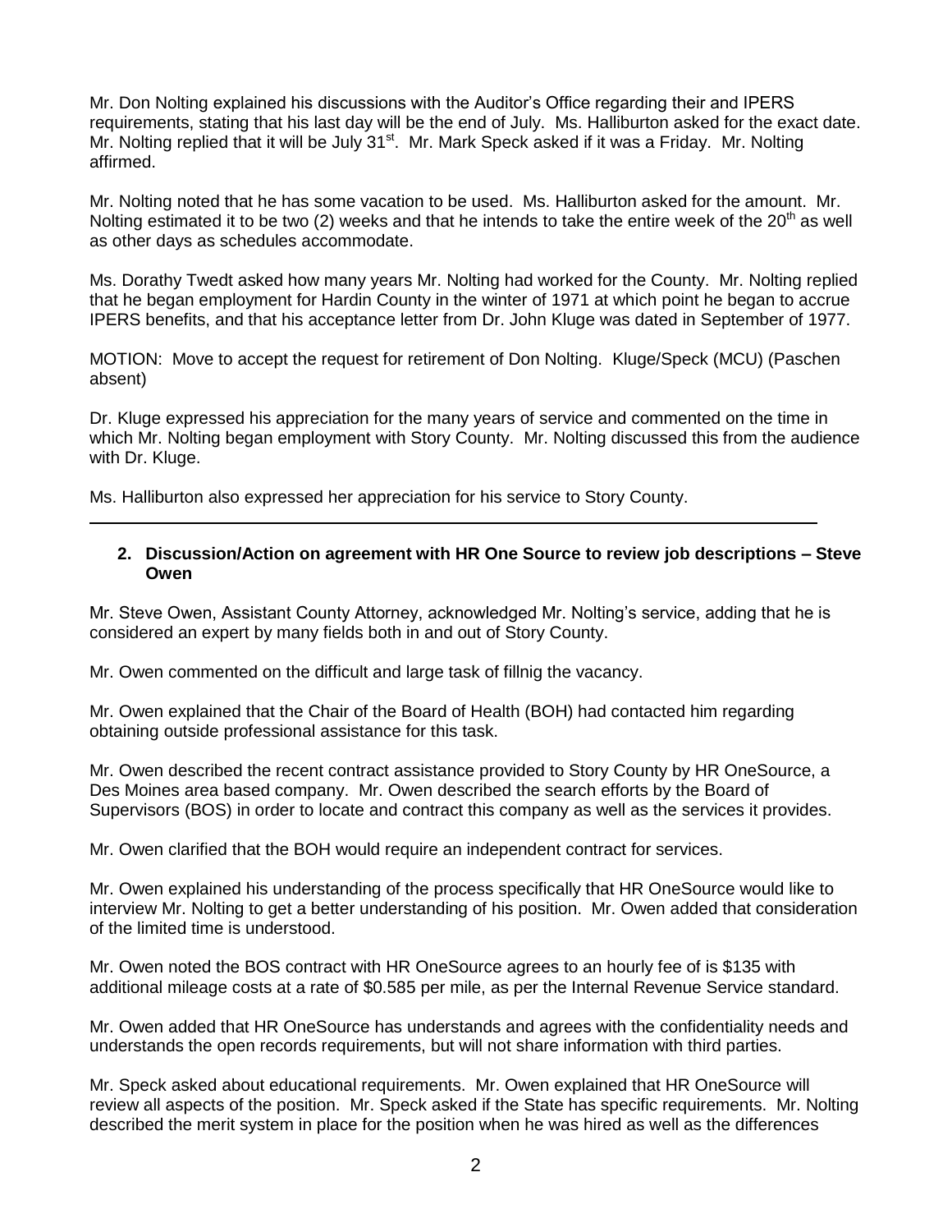Mr. Don Nolting explained his discussions with the Auditor's Office regarding their and IPERS requirements, stating that his last day will be the end of July. Ms. Halliburton asked for the exact date. Mr. Nolting replied that it will be July 31st. Mr. Mark Speck asked if it was a Friday. Mr. Nolting affirmed.

Mr. Nolting noted that he has some vacation to be used. Ms. Halliburton asked for the amount. Mr. Nolting estimated it to be two (2) weeks and that he intends to take the entire week of the 20th as well as other days as schedules accommodate.

Ms. Dorathy Twedt asked how many years Mr. Nolting had worked for the County. Mr. Nolting replied that he began employment for Hardin County in the winter of 1971 at which point he began to accrue IPERS benefits, and that his acceptance letter from Dr. John Kluge was dated in September of 1977.

MOTION: Move to accept the request for retirement of Don Nolting. Kluge/Speck (MCU) (Paschen absent)

Dr. Kluge expressed his appreciation for the many years of service and commented on the time in which Mr. Nolting began employment with Story County. Mr. Nolting discussed this from the audience with Dr. Kluge.

Ms. Halliburton also expressed her appreciation for his service to Story County.

---

**2. Discussion/Action on agreement with HR One Source to review job descriptions – Steve Owen**

Mr. Steve Owen, Assistant County Attorney, acknowledged Mr. Nolting's service, adding that he is considered an expert by many fields both in and out of Story County.

Mr. Owen commented on the difficult and large task of fillnig the vacancy.

Mr. Owen explained that the Chair of the Board of Health (BOH) had contacted him regarding obtaining outside professional assistance for this task.

Mr. Owen described the recent contract assistance provided to Story County by HR OneSource, a Des Moines area based company. Mr. Owen described the search efforts by the Board of Supervisors (BOS) in order to locate and contract this company as well as the services it provides.

Mr. Owen clarified that the BOH would require an independent contract for services.

Mr. Owen explained his understanding of the process specifically that HR OneSource would like to interview Mr. Nolting to get a better understanding of his position. Mr. Owen added that consideration of the limited time is understood.

Mr. Owen noted the BOS contract with HR OneSource agrees to an hourly fee of is $135 with additional mileage costs at a rate of $0.585 per mile, as per the Internal Revenue Service standard.

Mr. Owen added that HR OneSource has understands and agrees with the confidentiality needs and understands the open records requirements, but will not share information with third parties.

Mr. Speck asked about educational requirements. Mr. Owen explained that HR OneSource will review all aspects of the position. Mr. Speck asked if the State has specific requirements. Mr. Nolting described the merit system in place for the position when he was hired as well as the differences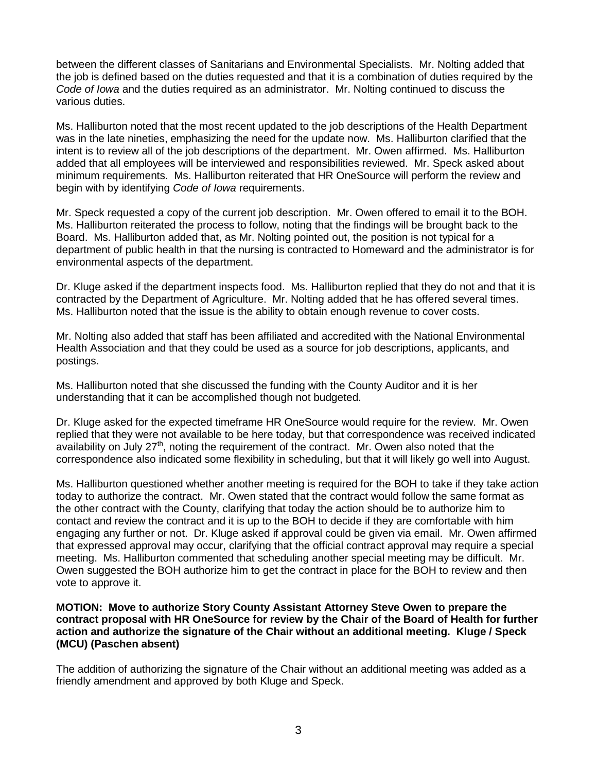between the different classes of Sanitarians and Environmental Specialists. Mr. Nolting added that the job is defined based on the duties requested and that it is a combination of duties required by the *Code of Iowa* and the duties required as an administrator. Mr. Nolting continued to discuss the various duties.

Ms. Halliburton noted that the most recent updated to the job descriptions of the Health Department was in the late nineties, emphasizing the need for the update now. Ms. Halliburton clarified that the intent is to review all of the job descriptions of the department. Mr. Owen affirmed. Ms. Halliburton added that all employees will be interviewed and responsibilities reviewed. Mr. Speck asked about minimum requirements. Ms. Halliburton reiterated that HR OneSource will perform the review and begin with by identifying *Code of Iowa* requirements.

Mr. Speck requested a copy of the current job description. Mr. Owen offered to email it to the BOH. Ms. Halliburton reiterated the process to follow, noting that the findings will be brought back to the Board. Ms. Halliburton added that, as Mr. Nolting pointed out, the position is not typical for a department of public health in that the nursing is contracted to Homeward and the administrator is for environmental aspects of the department.

Dr. Kluge asked if the department inspects food. Ms. Halliburton replied that they do not and that it is contracted by the Department of Agriculture. Mr. Nolting added that he has offered several times. Ms. Halliburton noted that the issue is the ability to obtain enough revenue to cover costs.

Mr. Nolting also added that staff has been affiliated and accredited with the National Environmental Health Association and that they could be used as a source for job descriptions, applicants, and postings.

Ms. Halliburton noted that she discussed the funding with the County Auditor and it is her understanding that it can be accomplished though not budgeted.

Dr. Kluge asked for the expected timeframe HR OneSource would require for the review. Mr. Owen replied that they were not available to be here today, but that correspondence was received indicated availability on July 27th, noting the requirement of the contract. Mr. Owen also noted that the correspondence also indicated some flexibility in scheduling, but that it will likely go well into August.

Ms. Halliburton questioned whether another meeting is required for the BOH to take if they take action today to authorize the contract. Mr. Owen stated that the contract would follow the same format as the other contract with the County, clarifying that today the action should be to authorize him to contact and review the contract and it is up to the BOH to decide if they are comfortable with him engaging any further or not. Dr. Kluge asked if approval could be given via email. Mr. Owen affirmed that expressed approval may occur, clarifying that the official contract approval may require a special meeting. Ms. Halliburton commented that scheduling another special meeting may be difficult. Mr. Owen suggested the BOH authorize him to get the contract in place for the BOH to review and then vote to approve it.

**MOTION: Move to authorize Story County Assistant Attorney Steve Owen to prepare the contract proposal with HR OneSource for review by the Chair of the Board of Health for further action and authorize the signature of the Chair without an additional meeting. Kluge / Speck (MCU) (Paschen absent)**

The addition of authorizing the signature of the Chair without an additional meeting was added as a friendly amendment and approved by both Kluge and Speck.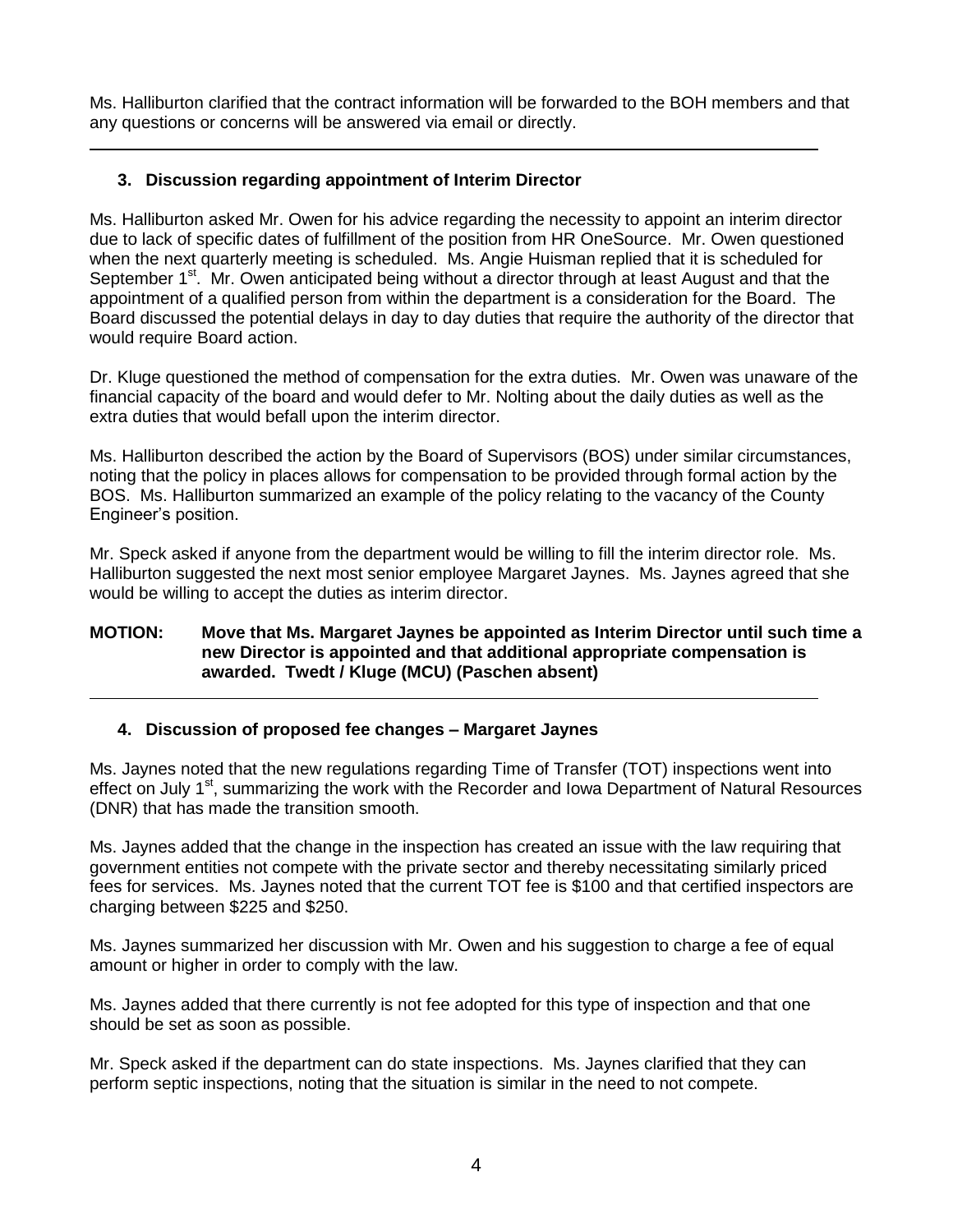Ms. Halliburton clarified that the contract information will be forwarded to the BOH members and that any questions or concerns will be answered via email or directly.

---

### 3. Discussion regarding appointment of Interim Director

Ms. Halliburton asked Mr. Owen for his advice regarding the necessity to appoint an interim director due to lack of specific dates of fulfillment of the position from HR OneSource. Mr. Owen questioned when the next quarterly meeting is scheduled. Ms. Angie Huisman replied that it is scheduled for September 1st. Mr. Owen anticipated being without a director through at least August and that the appointment of a qualified person from within the department is a consideration for the Board. The Board discussed the potential delays in day to day duties that require the authority of the director that would require Board action.

Dr. Kluge questioned the method of compensation for the extra duties. Mr. Owen was unaware of the financial capacity of the board and would defer to Mr. Nolting about the daily duties as well as the extra duties that would befall upon the interim director.

Ms. Halliburton described the action by the Board of Supervisors (BOS) under similar circumstances, noting that the policy in places allows for compensation to be provided through formal action by the BOS. Ms. Halliburton summarized an example of the policy relating to the vacancy of the County Engineer's position.

Mr. Speck asked if anyone from the department would be willing to fill the interim director role. Ms. Halliburton suggested the next most senior employee Margaret Jaynes. Ms. Jaynes agreed that she would be willing to accept the duties as interim director.

**MOTION: Move that Ms. Margaret Jaynes be appointed as Interim Director until such time a new Director is appointed and that additional appropriate compensation is awarded. Twedt / Kluge (MCU) (Paschen absent)**

---

### 4. Discussion of proposed fee changes – Margaret Jaynes

Ms. Jaynes noted that the new regulations regarding Time of Transfer (TOT) inspections went into effect on July 1st, summarizing the work with the Recorder and Iowa Department of Natural Resources (DNR) that has made the transition smooth.

Ms. Jaynes added that the change in the inspection has created an issue with the law requiring that government entities not compete with the private sector and thereby necessitating similarly priced fees for services. Ms. Jaynes noted that the current TOT fee is $100 and that certified inspectors are charging between $225 and $250.

Ms. Jaynes summarized her discussion with Mr. Owen and his suggestion to charge a fee of equal amount or higher in order to comply with the law.

Ms. Jaynes added that there currently is not fee adopted for this type of inspection and that one should be set as soon as possible.

Mr. Speck asked if the department can do state inspections. Ms. Jaynes clarified that they can perform septic inspections, noting that the situation is similar in the need to not compete.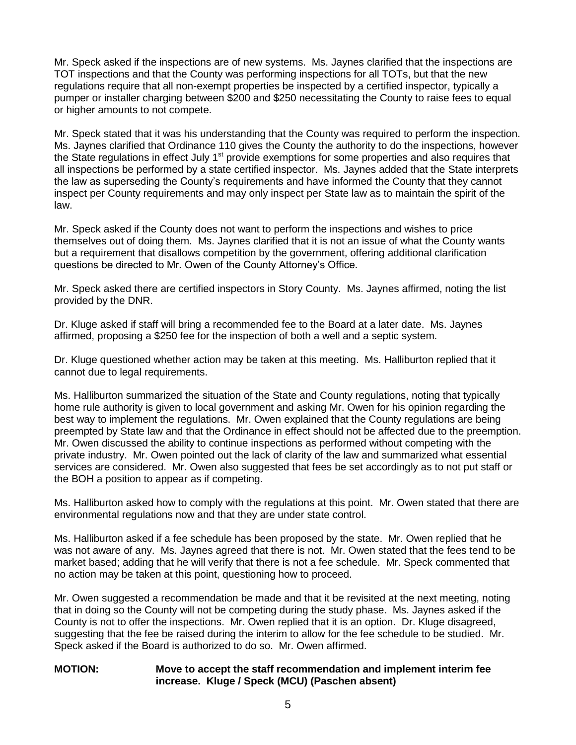Mr. Speck asked if the inspections are of new systems. Ms. Jaynes clarified that the inspections are TOT inspections and that the County was performing inspections for all TOTs, but that the new regulations require that all non-exempt properties be inspected by a certified inspector, typically a pumper or installer charging between $200 and $250 necessitating the County to raise fees to equal or higher amounts to not compete.

Mr. Speck stated that it was his understanding that the County was required to perform the inspection. Ms. Jaynes clarified that Ordinance 110 gives the County the authority to do the inspections, however the State regulations in effect July 1st provide exemptions for some properties and also requires that all inspections be performed by a state certified inspector. Ms. Jaynes added that the State interprets the law as superseding the County's requirements and have informed the County that they cannot inspect per County requirements and may only inspect per State law as to maintain the spirit of the law.

Mr. Speck asked if the County does not want to perform the inspections and wishes to price themselves out of doing them. Ms. Jaynes clarified that it is not an issue of what the County wants but a requirement that disallows competition by the government, offering additional clarification questions be directed to Mr. Owen of the County Attorney's Office.

Mr. Speck asked there are certified inspectors in Story County. Ms. Jaynes affirmed, noting the list provided by the DNR.

Dr. Kluge asked if staff will bring a recommended fee to the Board at a later date. Ms. Jaynes affirmed, proposing a $250 fee for the inspection of both a well and a septic system.

Dr. Kluge questioned whether action may be taken at this meeting. Ms. Halliburton replied that it cannot due to legal requirements.

Ms. Halliburton summarized the situation of the State and County regulations, noting that typically home rule authority is given to local government and asking Mr. Owen for his opinion regarding the best way to implement the regulations. Mr. Owen explained that the County regulations are being preempted by State law and that the Ordinance in effect should not be affected due to the preemption. Mr. Owen discussed the ability to continue inspections as performed without competing with the private industry. Mr. Owen pointed out the lack of clarity of the law and summarized what essential services are considered. Mr. Owen also suggested that fees be set accordingly as to not put staff or the BOH a position to appear as if competing.

Ms. Halliburton asked how to comply with the regulations at this point. Mr. Owen stated that there are environmental regulations now and that they are under state control.

Ms. Halliburton asked if a fee schedule has been proposed by the state. Mr. Owen replied that he was not aware of any. Ms. Jaynes agreed that there is not. Mr. Owen stated that the fees tend to be market based; adding that he will verify that there is not a fee schedule. Mr. Speck commented that no action may be taken at this point, questioning how to proceed.

Mr. Owen suggested a recommendation be made and that it be revisited at the next meeting, noting that in doing so the County will not be competing during the study phase. Ms. Jaynes asked if the County is not to offer the inspections. Mr. Owen replied that it is an option. Dr. Kluge disagreed, suggesting that the fee be raised during the interim to allow for the fee schedule to be studied. Mr. Speck asked if the Board is authorized to do so. Mr. Owen affirmed.

**MOTION:** **Move to accept the staff recommendation and implement interim fee increase. Kluge / Speck (MCU) (Paschen absent)**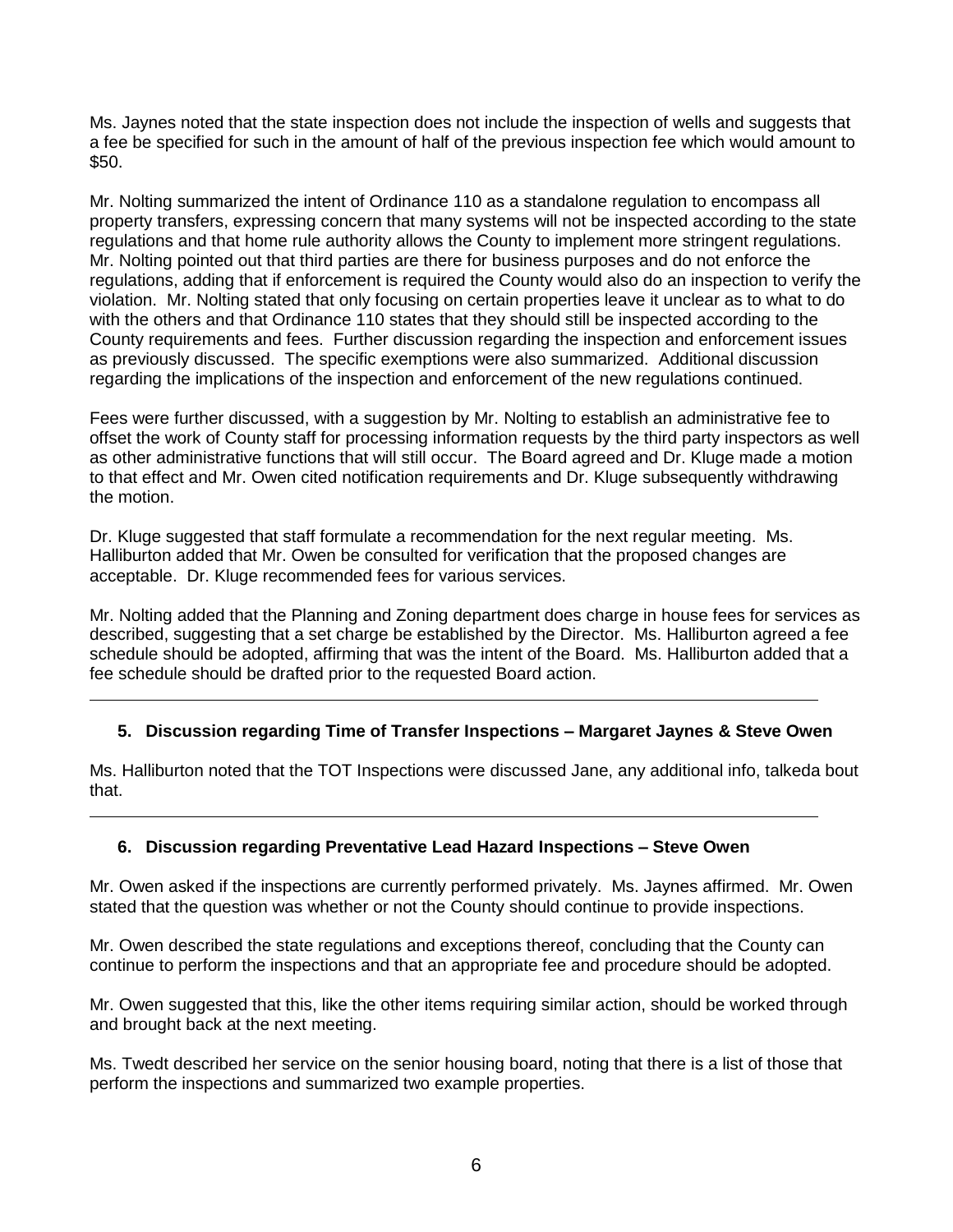Ms. Jaynes noted that the state inspection does not include the inspection of wells and suggests that a fee be specified for such in the amount of half of the previous inspection fee which would amount to $50.

Mr. Nolting summarized the intent of Ordinance 110 as a standalone regulation to encompass all property transfers, expressing concern that many systems will not be inspected according to the state regulations and that home rule authority allows the County to implement more stringent regulations. Mr. Nolting pointed out that third parties are there for business purposes and do not enforce the regulations, adding that if enforcement is required the County would also do an inspection to verify the violation. Mr. Nolting stated that only focusing on certain properties leave it unclear as to what to do with the others and that Ordinance 110 states that they should still be inspected according to the County requirements and fees. Further discussion regarding the inspection and enforcement issues as previously discussed. The specific exemptions were also summarized. Additional discussion regarding the implications of the inspection and enforcement of the new regulations continued.

Fees were further discussed, with a suggestion by Mr. Nolting to establish an administrative fee to offset the work of County staff for processing information requests by the third party inspectors as well as other administrative functions that will still occur. The Board agreed and Dr. Kluge made a motion to that effect and Mr. Owen cited notification requirements and Dr. Kluge subsequently withdrawing the motion.

Dr. Kluge suggested that staff formulate a recommendation for the next regular meeting. Ms. Halliburton added that Mr. Owen be consulted for verification that the proposed changes are acceptable. Dr. Kluge recommended fees for various services.

Mr. Nolting added that the Planning and Zoning department does charge in house fees for services as described, suggesting that a set charge be established by the Director. Ms. Halliburton agreed a fee schedule should be adopted, affirming that was the intent of the Board. Ms. Halliburton added that a fee schedule should be drafted prior to the requested Board action.

---

### 5. Discussion regarding Time of Transfer Inspections – Margaret Jaynes & Steve Owen

Ms. Halliburton noted that the TOT Inspections were discussed Jane, any additional info, talkeda bout that.

---

### 6. Discussion regarding Preventative Lead Hazard Inspections – Steve Owen

Mr. Owen asked if the inspections are currently performed privately. Ms. Jaynes affirmed. Mr. Owen stated that the question was whether or not the County should continue to provide inspections.

Mr. Owen described the state regulations and exceptions thereof, concluding that the County can continue to perform the inspections and that an appropriate fee and procedure should be adopted.

Mr. Owen suggested that this, like the other items requiring similar action, should be worked through and brought back at the next meeting.

Ms. Twedt described her service on the senior housing board, noting that there is a list of those that perform the inspections and summarized two example properties.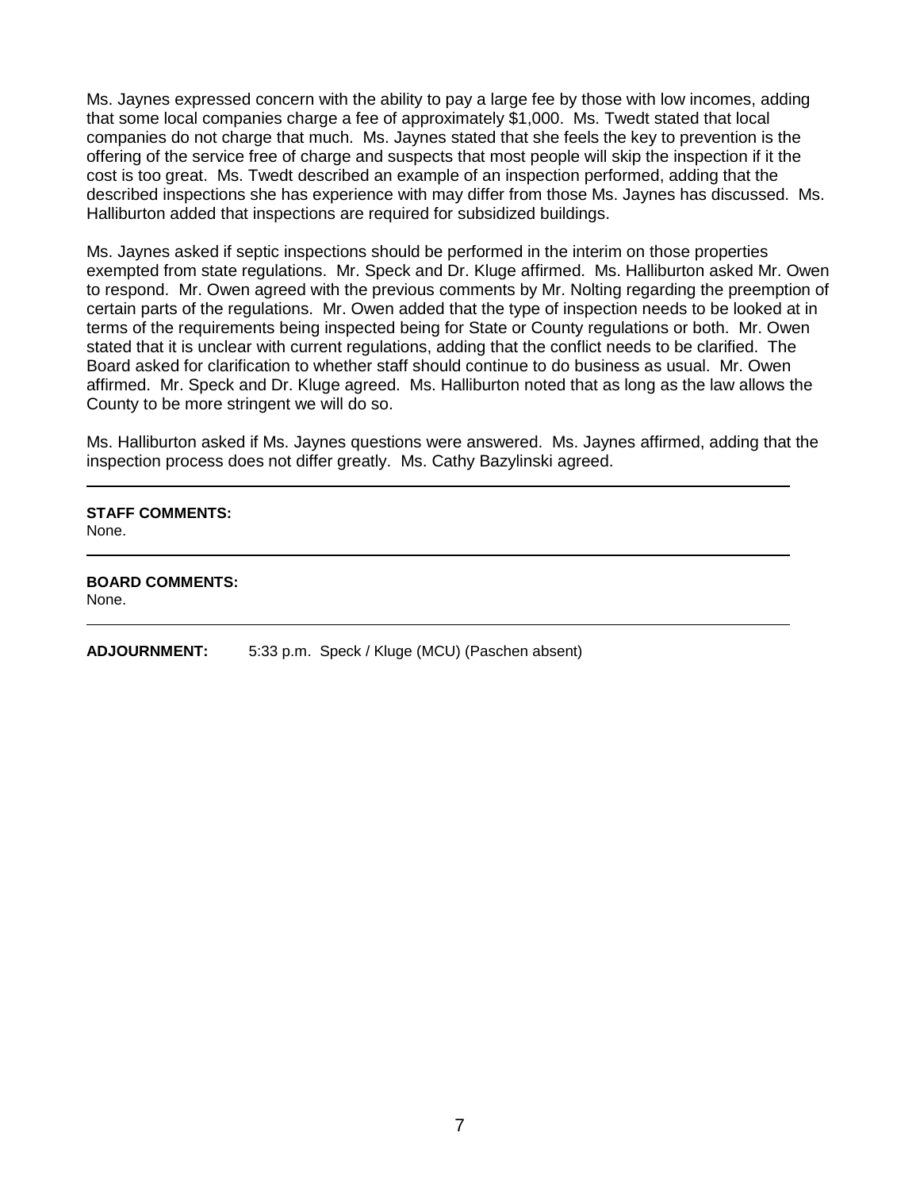Ms. Jaynes expressed concern with the ability to pay a large fee by those with low incomes, adding that some local companies charge a fee of approximately $1,000. Ms. Twedt stated that local companies do not charge that much. Ms. Jaynes stated that she feels the key to prevention is the offering of the service free of charge and suspects that most people will skip the inspection if it the cost is too great. Ms. Twedt described an example of an inspection performed, adding that the described inspections she has experience with may differ from those Ms. Jaynes has discussed. Ms. Halliburton added that inspections are required for subsidized buildings.

Ms. Jaynes asked if septic inspections should be performed in the interim on those properties exempted from state regulations. Mr. Speck and Dr. Kluge affirmed. Ms. Halliburton asked Mr. Owen to respond. Mr. Owen agreed with the previous comments by Mr. Nolting regarding the preemption of certain parts of the regulations. Mr. Owen added that the type of inspection needs to be looked at in terms of the requirements being inspected being for State or County regulations or both. Mr. Owen stated that it is unclear with current regulations, adding that the conflict needs to be clarified. The Board asked for clarification to whether staff should continue to do business as usual. Mr. Owen affirmed. Mr. Speck and Dr. Kluge agreed. Ms. Halliburton noted that as long as the law allows the County to be more stringent we will do so.

Ms. Halliburton asked if Ms. Jaynes questions were answered. Ms. Jaynes affirmed, adding that the inspection process does not differ greatly. Ms. Cathy Bazylinski agreed.

---

**STAFF COMMENTS:**
None.

---

**BOARD COMMENTS:**
None.

---

**ADJOURNMENT:** 5:33 p.m. Speck / Kluge (MCU) (Paschen absent)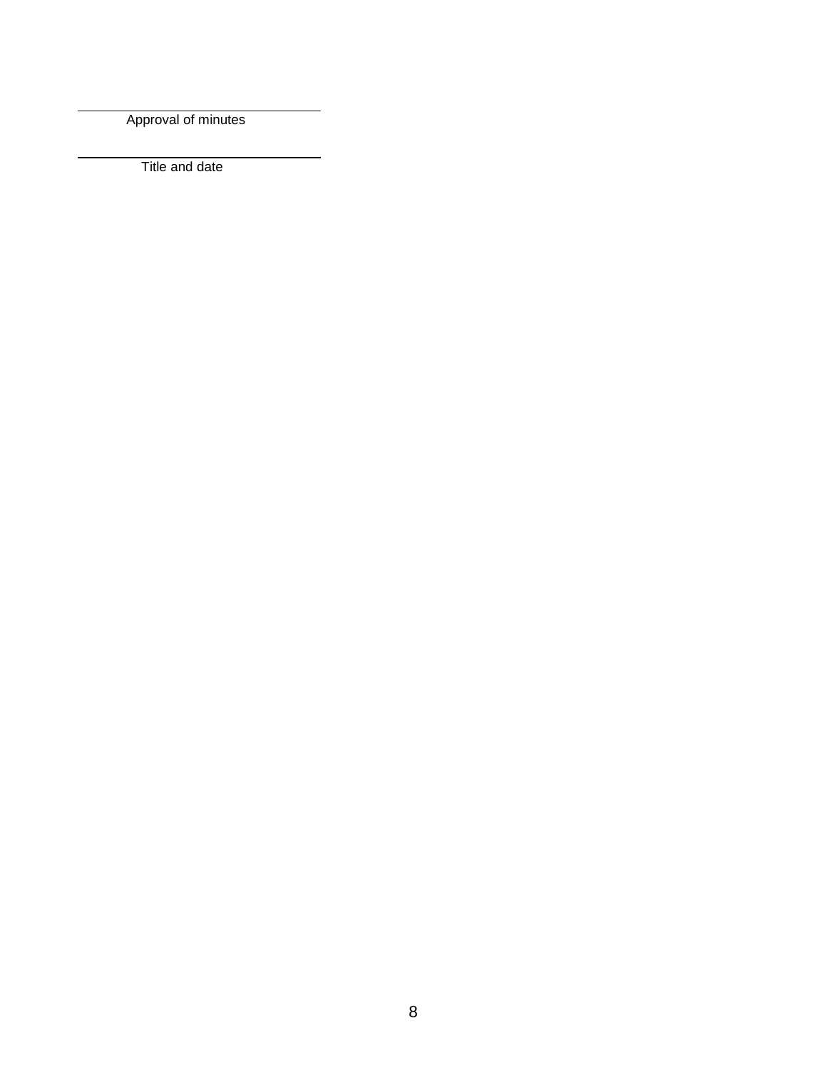______________________________

Approval of minutes

______________________________

Title and date